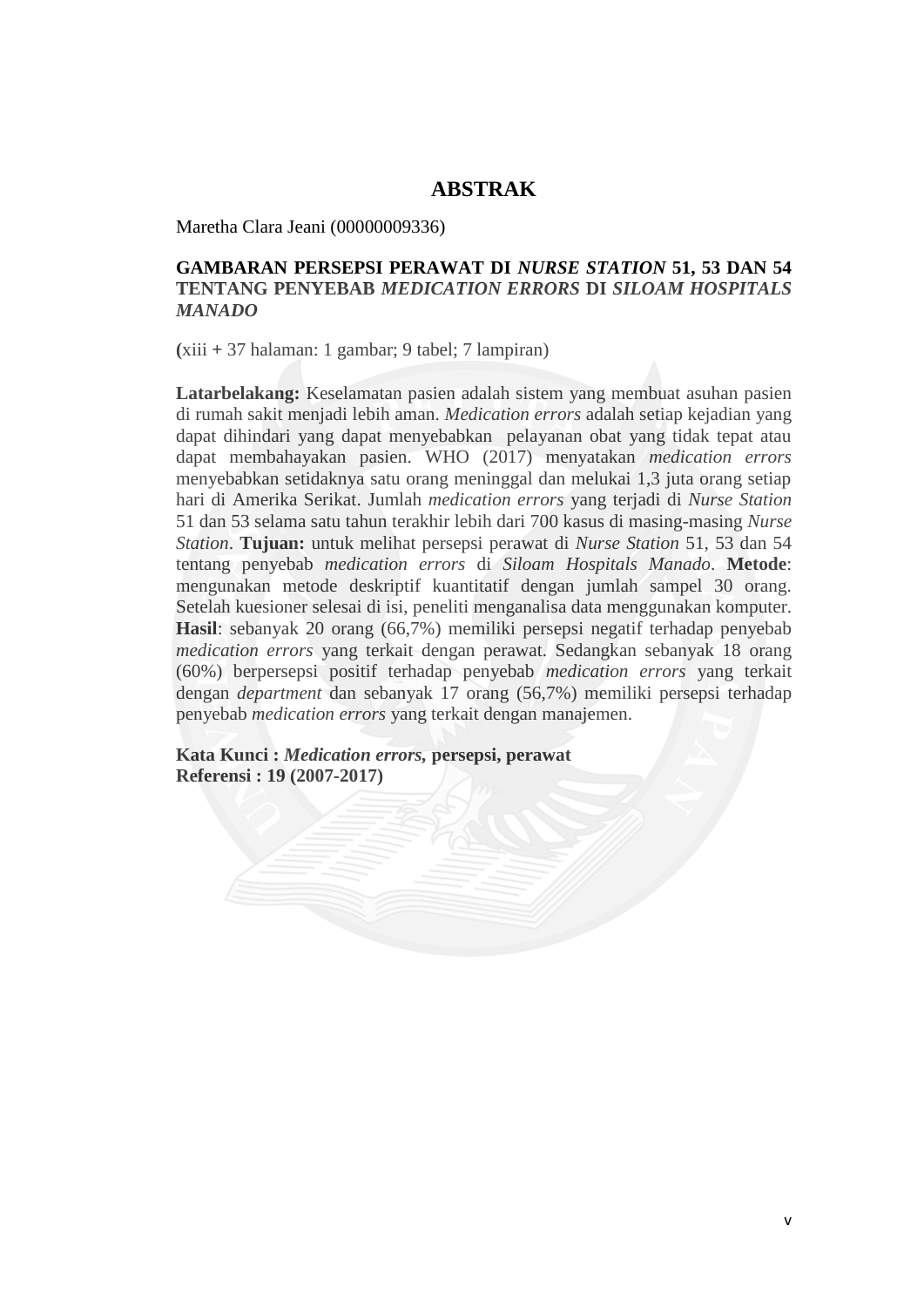# ABSTRAK

Maretha Clara Jeani (00000009336)

**GAMBARAN PERSEPSI PERAWAT DI *NURSE STATION* 51, 53 DAN 54 TENTANG PENYEBAB *MEDICATION ERRORS* DI *SILOAM HOSPITALS MANADO***

**(**xiii **+** 37 halaman: 1 gambar; 9 tabel; 7 lampiran)

**Latarbelakang:** Keselamatan pasien adalah sistem yang membuat asuhan pasien di rumah sakit menjadi lebih aman. *Medication errors* adalah setiap kejadian yang dapat dihindari yang dapat menyebabkan pelayanan obat yang tidak tepat atau dapat membahayakan pasien. WHO (2017) menyatakan *medication errors* menyebabkan setidaknya satu orang meninggal dan melukai 1,3 juta orang setiap hari di Amerika Serikat. Jumlah *medication errors* yang terjadi di *Nurse Station* 51 dan 53 selama satu tahun terakhir lebih dari 700 kasus di masing-masing *Nurse Station*. **Tujuan:** untuk melihat persepsi perawat di *Nurse Station* 51, 53 dan 54 tentang penyebab *medication errors* di *Siloam Hospitals Manado*. **Metode**: mengunakan metode deskriptif kuantitatif dengan jumlah sampel 30 orang. Setelah kuesioner selesai di isi, peneliti menganalisa data menggunakan komputer. **Hasil**: sebanyak 20 orang (66,7%) memiliki persepsi negatif terhadap penyebab *medication errors* yang terkait dengan perawat. Sedangkan sebanyak 18 orang (60%) berpersepsi positif terhadap penyebab *medication errors* yang terkait dengan *department* dan sebanyak 17 orang (56,7%) memiliki persepsi terhadap penyebab *medication errors* yang terkait dengan manajemen.

**Kata Kunci :** ***Medication errors*, persepsi, perawat**
**Referensi : 19 (2007-2017)**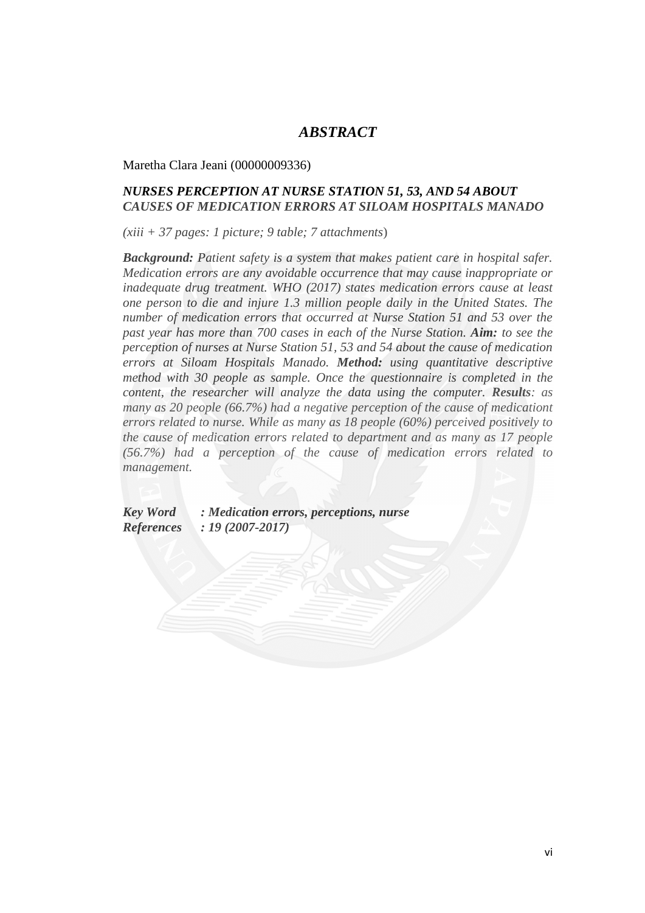# *ABSTRACT*

Maretha Clara Jeani (00000009336)

***NURSES PERCEPTION AT NURSE STATION 51, 53, AND 54 ABOUT CAUSES OF MEDICATION ERRORS AT SILOAM HOSPITALS MANADO***

*(xiii + 37 pages: 1 picture; 9 table; 7 attachments*)

***Background:*** *Patient safety is a system that makes patient care in hospital safer. Medication errors are any avoidable occurrence that may cause inappropriate or inadequate drug treatment. WHO (2017) states medication errors cause at least one person to die and injure 1.3 million people daily in the United States. The number of medication errors that occurred at Nurse Station 51 and 53 over the past year has more than 700 cases in each of the Nurse Station.* ***Aim:*** *to see the perception of nurses at Nurse Station 51, 53 and 54 about the cause of medication errors at Siloam Hospitals Manado.* ***Method:*** *using quantitative descriptive method with 30 people as sample. Once the questionnaire is completed in the content, the researcher will analyze the data using the computer.* ***Results****: as many as 20 people (66.7%) had a negative perception of the cause of medicationt errors related to nurse. While as many as 18 people (60%) perceived positively to the cause of medication errors related to department and as many as 17 people (56.7%) had a perception of the cause of medication errors related to management.*

***Key Word : Medication errors, perceptions, nurse***
***References : 19 (2007-2017)***